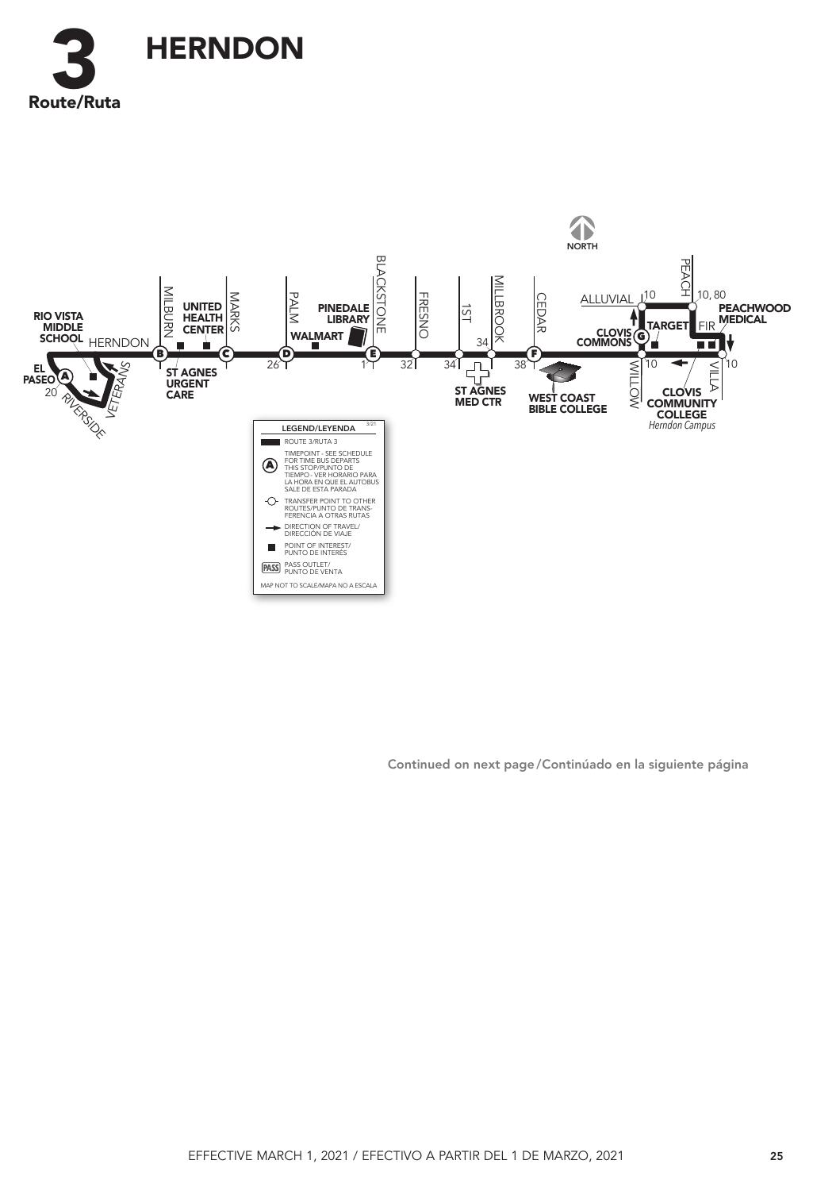# 3 HERNDON

Route/Ruta

NORTH

RIO VISTA MIDDLE SCHOOL

HERNDON

EL PASEO (A) 20

RIVERSIDE

VETERANS

MILBURN (B)

UNITED HEALTH CENTER

ST AGNES URGENT CARE

MARKS (C)

PALM (D) 26

WALMART

PINEDALE LIBRARY

BLACKSTONE (E) 1

FRESNO 32

1ST 34

MILLBROOK 34

ST AGNES MED CTR

CEDAR (F) 38

WEST COAST BIBLE COLLEGE

ALLUVIAL 10

CLOVIS COMMONS (G)

TARGET

WILLOW 10

PEACH 10, 80

FIR

PEACHWOOD MEDICAL

VILLA 10

CLOVIS COMMUNITY COLLEGE
*Herndon Campus*

**LEGEND/LEYENDA** 3/21

- ROUTE 3/RUTA 3
- (A) TIMEPOINT - SEE SCHEDULE FOR TIME BUS DEPARTS THIS STOP/PUNTO DE TIEMPO - VER HORARIO PARA LA HORA EN QUE EL AUTOBUS SALE DE ESTA PARADA
- TRANSFER POINT TO OTHER ROUTES/PUNTO DE TRANSFERENCIA A OTRAS RUTAS
- DIRECTION OF TRAVEL/DIRECCIÓN DE VIAJE
- POINT OF INTEREST/PUNTO DE INTERÉS
- PASS OUTLET/PUNTO DE VENTA

MAP NOT TO SCALE/MAPA NO A ESCALA

Continued on next page/Continúado en la siguiente página

EFFECTIVE MARCH 1, 2021 / EFECTIVO A PARTIR DEL 1 DE MARZO, 2021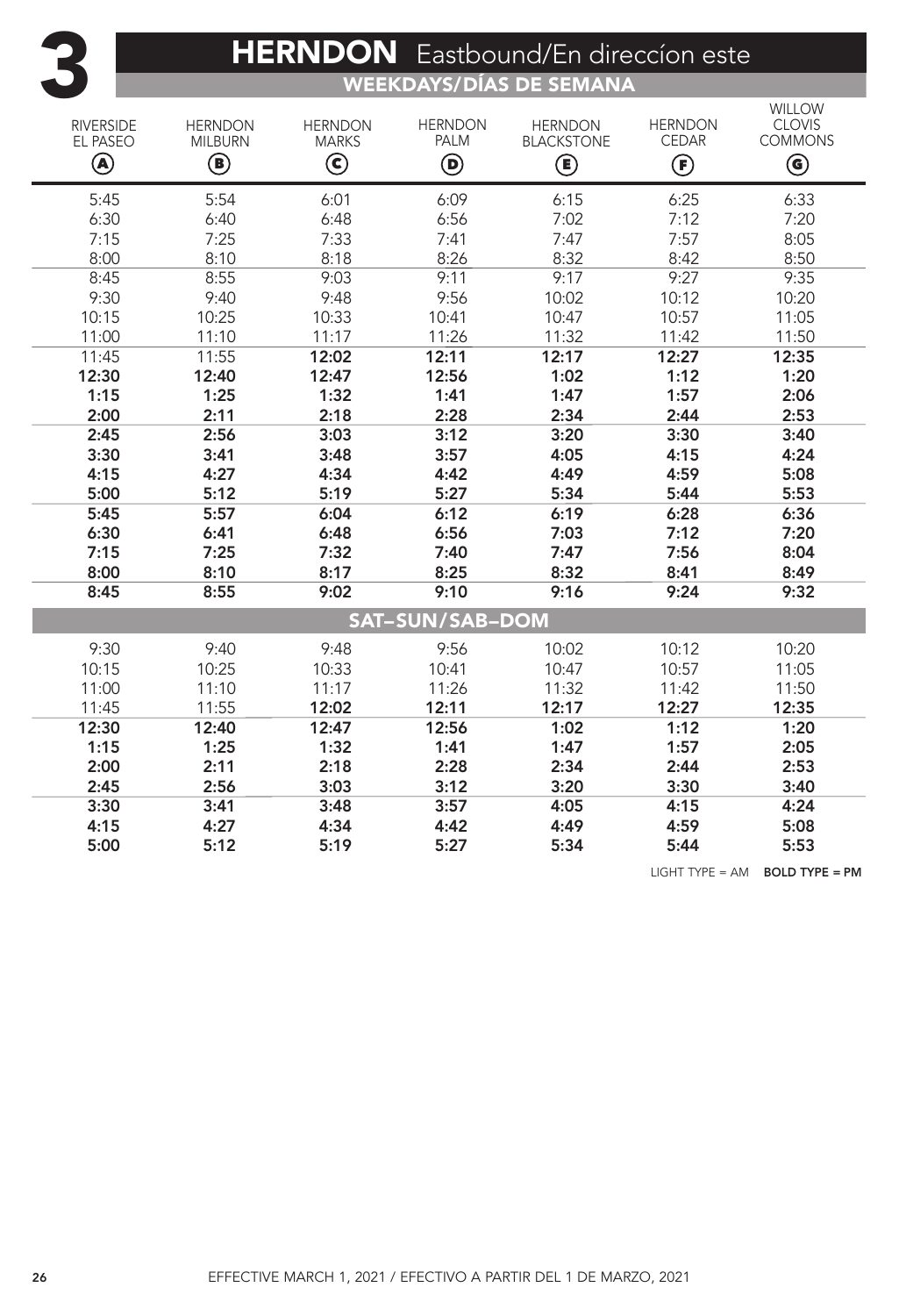# 3 HERNDON Eastbound/En direccíon este

## WEEKDAYS/DÍAS DE SEMANA

| RIVERSIDE EL PASEO (A) | HERNDON MILBURN (B) | HERNDON MARKS (C) | HERNDON PALM (D) | HERNDON BLACKSTONE (E) | HERNDON CEDAR (F) | WILLOW CLOVIS COMMONS (G) |
|---|---|---|---|---|---|---|
| 5:45 | 5:54 | 6:01 | 6:09 | 6:15 | 6:25 | 6:33 |
| 6:30 | 6:40 | 6:48 | 6:56 | 7:02 | 7:12 | 7:20 |
| 7:15 | 7:25 | 7:33 | 7:41 | 7:47 | 7:57 | 8:05 |
| 8:00 | 8:10 | 8:18 | 8:26 | 8:32 | 8:42 | 8:50 |
| 8:45 | 8:55 | 9:03 | 9:11 | 9:17 | 9:27 | 9:35 |
| 9:30 | 9:40 | 9:48 | 9:56 | 10:02 | 10:12 | 10:20 |
| 10:15 | 10:25 | 10:33 | 10:41 | 10:47 | 10:57 | 11:05 |
| 11:00 | 11:10 | 11:17 | 11:26 | 11:32 | 11:42 | 11:50 |
| 11:45 | 11:55 | **12:02** | **12:11** | **12:17** | **12:27** | **12:35** |
| **12:30** | **12:40** | **12:47** | **12:56** | **1:02** | **1:12** | **1:20** |
| **1:15** | **1:25** | **1:32** | **1:41** | **1:47** | **1:57** | **2:06** |
| **2:00** | **2:11** | **2:18** | **2:28** | **2:34** | **2:44** | **2:53** |
| **2:45** | **2:56** | **3:03** | **3:12** | **3:20** | **3:30** | **3:40** |
| **3:30** | **3:41** | **3:48** | **3:57** | **4:05** | **4:15** | **4:24** |
| **4:15** | **4:27** | **4:34** | **4:42** | **4:49** | **4:59** | **5:08** |
| **5:00** | **5:12** | **5:19** | **5:27** | **5:34** | **5:44** | **5:53** |
| **5:45** | **5:57** | **6:04** | **6:12** | **6:19** | **6:28** | **6:36** |
| **6:30** | **6:41** | **6:48** | **6:56** | **7:03** | **7:12** | **7:20** |
| **7:15** | **7:25** | **7:32** | **7:40** | **7:47** | **7:56** | **8:04** |
| **8:00** | **8:10** | **8:17** | **8:25** | **8:32** | **8:41** | **8:49** |
| **8:45** | **8:55** | **9:02** | **9:10** | **9:16** | **9:24** | **9:32** |

## SAT–SUN/SAB–DOM

| RIVERSIDE EL PASEO (A) | HERNDON MILBURN (B) | HERNDON MARKS (C) | HERNDON PALM (D) | HERNDON BLACKSTONE (E) | HERNDON CEDAR (F) | WILLOW CLOVIS COMMONS (G) |
|---|---|---|---|---|---|---|
| 9:30 | 9:40 | 9:48 | 9:56 | 10:02 | 10:12 | 10:20 |
| 10:15 | 10:25 | 10:33 | 10:41 | 10:47 | 10:57 | 11:05 |
| 11:00 | 11:10 | 11:17 | 11:26 | 11:32 | 11:42 | 11:50 |
| 11:45 | 11:55 | **12:02** | **12:11** | **12:17** | **12:27** | **12:35** |
| **12:30** | **12:40** | **12:47** | **12:56** | **1:02** | **1:12** | **1:20** |
| **1:15** | **1:25** | **1:32** | **1:41** | **1:47** | **1:57** | **2:05** |
| **2:00** | **2:11** | **2:18** | **2:28** | **2:34** | **2:44** | **2:53** |
| **2:45** | **2:56** | **3:03** | **3:12** | **3:20** | **3:30** | **3:40** |
| **3:30** | **3:41** | **3:48** | **3:57** | **4:05** | **4:15** | **4:24** |
| **4:15** | **4:27** | **4:34** | **4:42** | **4:49** | **4:59** | **5:08** |
| **5:00** | **5:12** | **5:19** | **5:27** | **5:34** | **5:44** | **5:53** |

LIGHT TYPE = AM **BOLD TYPE = PM**

EFFECTIVE MARCH 1, 2021 / EFECTIVO A PARTIR DEL 1 DE MARZO, 2021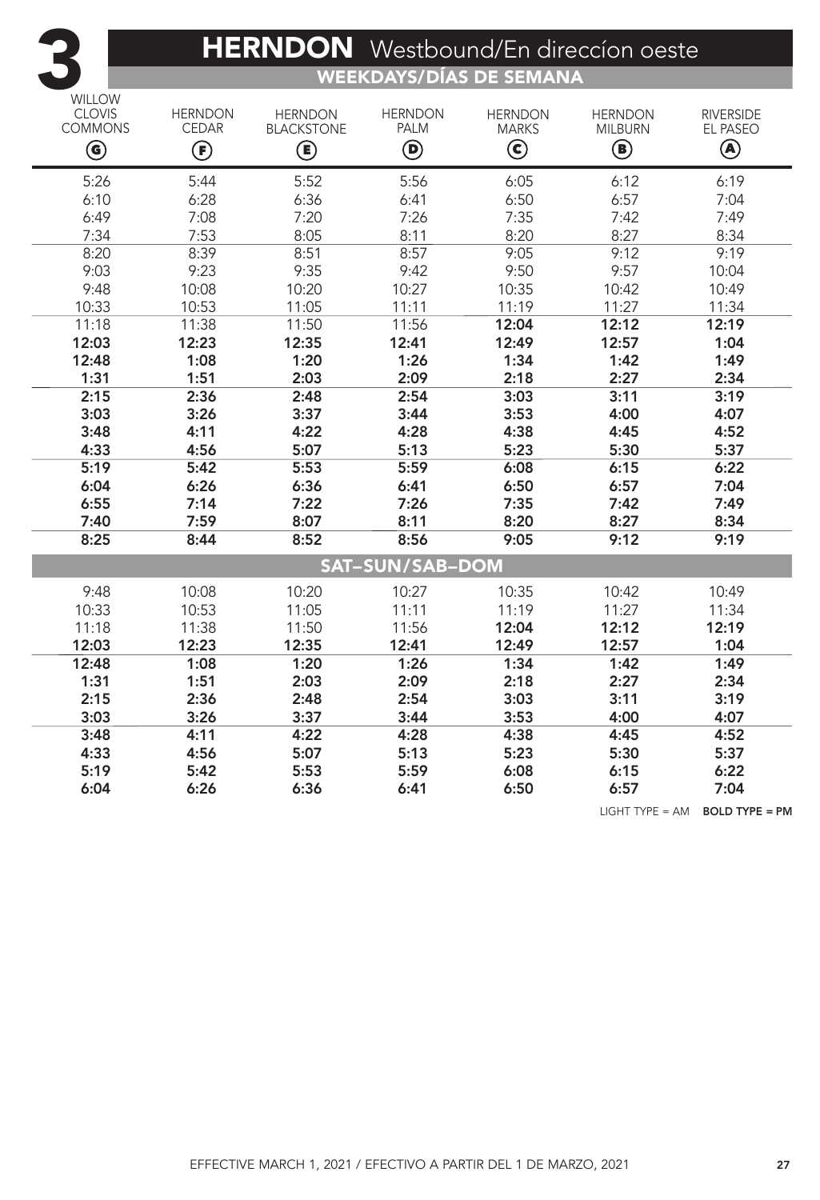# 3 HERNDON Westbound/En direccíon oeste

## WEEKDAYS/DÍAS DE SEMANA

| WILLOW CLOVIS COMMONS (G) | HERNDON CEDAR (F) | HERNDON BLACKSTONE (E) | HERNDON PALM (D) | HERNDON MARKS (C) | HERNDON MILBURN (B) | RIVERSIDE EL PASEO (A) |
|---|---|---|---|---|---|---|
| 5:26 | 5:44 | 5:52 | 5:56 | 6:05 | 6:12 | 6:19 |
| 6:10 | 6:28 | 6:36 | 6:41 | 6:50 | 6:57 | 7:04 |
| 6:49 | 7:08 | 7:20 | 7:26 | 7:35 | 7:42 | 7:49 |
| 7:34 | 7:53 | 8:05 | 8:11 | 8:20 | 8:27 | 8:34 |
| 8:20 | 8:39 | 8:51 | 8:57 | 9:05 | 9:12 | 9:19 |
| 9:03 | 9:23 | 9:35 | 9:42 | 9:50 | 9:57 | 10:04 |
| 9:48 | 10:08 | 10:20 | 10:27 | 10:35 | 10:42 | 10:49 |
| 10:33 | 10:53 | 11:05 | 11:11 | 11:19 | 11:27 | 11:34 |
| 11:18 | 11:38 | 11:50 | 11:56 | **12:04** | **12:12** | **12:19** |
| **12:03** | **12:23** | **12:35** | **12:41** | **12:49** | **12:57** | **1:04** |
| **12:48** | **1:08** | **1:20** | **1:26** | **1:34** | **1:42** | **1:49** |
| **1:31** | **1:51** | **2:03** | **2:09** | **2:18** | **2:27** | **2:34** |
| **2:15** | **2:36** | **2:48** | **2:54** | **3:03** | **3:11** | **3:19** |
| **3:03** | **3:26** | **3:37** | **3:44** | **3:53** | **4:00** | **4:07** |
| **3:48** | **4:11** | **4:22** | **4:28** | **4:38** | **4:45** | **4:52** |
| **4:33** | **4:56** | **5:07** | **5:13** | **5:23** | **5:30** | **5:37** |
| **5:19** | **5:42** | **5:53** | **5:59** | **6:08** | **6:15** | **6:22** |
| **6:04** | **6:26** | **6:36** | **6:41** | **6:50** | **6:57** | **7:04** |
| **6:55** | **7:14** | **7:22** | **7:26** | **7:35** | **7:42** | **7:49** |
| **7:40** | **7:59** | **8:07** | **8:11** | **8:20** | **8:27** | **8:34** |
| **8:25** | **8:44** | **8:52** | **8:56** | **9:05** | **9:12** | **9:19** |

## SAT–SUN/SAB–DOM

| WILLOW CLOVIS COMMONS (G) | HERNDON CEDAR (F) | HERNDON BLACKSTONE (E) | HERNDON PALM (D) | HERNDON MARKS (C) | HERNDON MILBURN (B) | RIVERSIDE EL PASEO (A) |
|---|---|---|---|---|---|---|
| 9:48 | 10:08 | 10:20 | 10:27 | 10:35 | 10:42 | 10:49 |
| 10:33 | 10:53 | 11:05 | 11:11 | 11:19 | 11:27 | 11:34 |
| 11:18 | 11:38 | 11:50 | 11:56 | **12:04** | **12:12** | **12:19** |
| **12:03** | **12:23** | **12:35** | **12:41** | **12:49** | **12:57** | **1:04** |
| **12:48** | **1:08** | **1:20** | **1:26** | **1:34** | **1:42** | **1:49** |
| **1:31** | **1:51** | **2:03** | **2:09** | **2:18** | **2:27** | **2:34** |
| **2:15** | **2:36** | **2:48** | **2:54** | **3:03** | **3:11** | **3:19** |
| **3:03** | **3:26** | **3:37** | **3:44** | **3:53** | **4:00** | **4:07** |
| **3:48** | **4:11** | **4:22** | **4:28** | **4:38** | **4:45** | **4:52** |
| **4:33** | **4:56** | **5:07** | **5:13** | **5:23** | **5:30** | **5:37** |
| **5:19** | **5:42** | **5:53** | **5:59** | **6:08** | **6:15** | **6:22** |
| **6:04** | **6:26** | **6:36** | **6:41** | **6:50** | **6:57** | **7:04** |

LIGHT TYPE = AM **BOLD TYPE = PM**

EFFECTIVE MARCH 1, 2021 / EFECTIVO A PARTIR DEL 1 DE MARZO, 2021